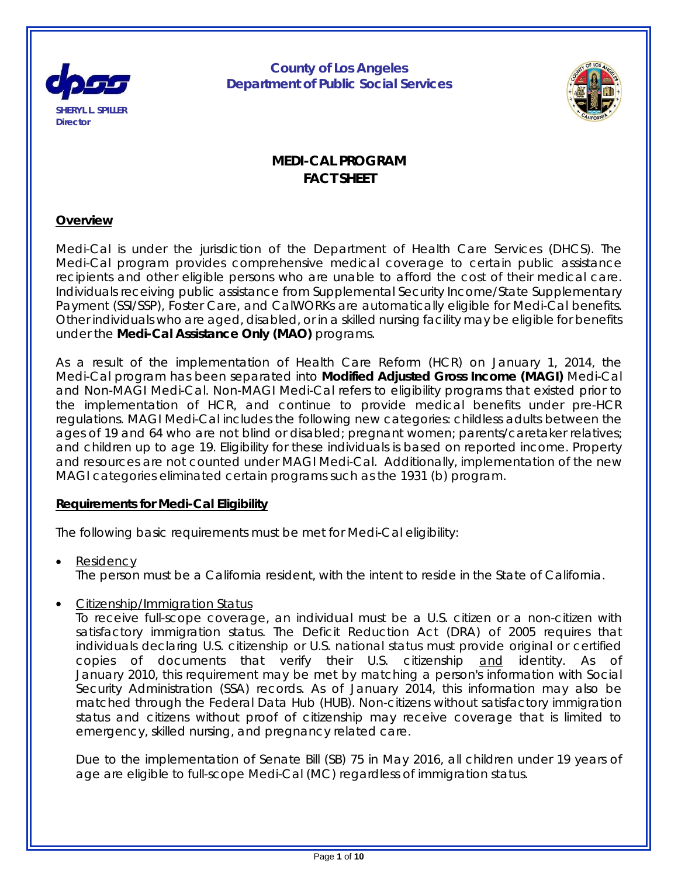**County of Los Angeles**
**Department of Public Social Services**

**SHERYL L. SPILLER**
**Director**

# MEDI-CAL PROGRAM FACT SHEET

## Overview

Medi-Cal is under the jurisdiction of the Department of Health Care Services (DHCS). The Medi-Cal program provides comprehensive medical coverage to certain public assistance recipients and other eligible persons who are unable to afford the cost of their medical care. Individuals receiving public assistance from Supplemental Security Income/State Supplementary Payment (SSI/SSP), Foster Care, and CalWORKs are automatically eligible for Medi-Cal benefits. Other individuals who are aged, disabled, or in a skilled nursing facility may be eligible for benefits under the **Medi-Cal Assistance Only (MAO)** programs.

As a result of the implementation of Health Care Reform (HCR) on January 1, 2014, the Medi-Cal program has been separated into **Modified Adjusted Gross Income (MAGI)** Medi-Cal and Non-MAGI Medi-Cal. Non-MAGI Medi-Cal refers to eligibility programs that existed prior to the implementation of HCR, and continue to provide medical benefits under pre-HCR regulations. MAGI Medi-Cal includes the following new categories: childless adults between the ages of 19 and 64 who are not blind or disabled; pregnant women; parents/caretaker relatives; and children up to age 19. Eligibility for these individuals is based on reported income. Property and resources are not counted under MAGI Medi-Cal. Additionally, implementation of the new MAGI categories eliminated certain programs such as the 1931 (b) program.

## Requirements for Medi-Cal Eligibility

The following basic requirements must be met for Medi-Cal eligibility:

- Residency
  The person must be a California resident, with the intent to reside in the State of California.

- Citizenship/Immigration Status
  To receive full-scope coverage, an individual must be a U.S. citizen or a non-citizen with satisfactory immigration status. The Deficit Reduction Act (DRA) of 2005 requires that individuals declaring U.S. citizenship or U.S. national status must provide original or certified copies of documents that verify their U.S. citizenship and identity. As of January 2010, this requirement may be met by matching a person's information with Social Security Administration (SSA) records. As of January 2014, this information may also be matched through the Federal Data Hub (HUB). Non-citizens without satisfactory immigration status and citizens without proof of citizenship may receive coverage that is limited to emergency, skilled nursing, and pregnancy related care.

  Due to the implementation of Senate Bill (SB) 75 in May 2016, all children under 19 years of age are eligible to full-scope Medi-Cal (MC) regardless of immigration status.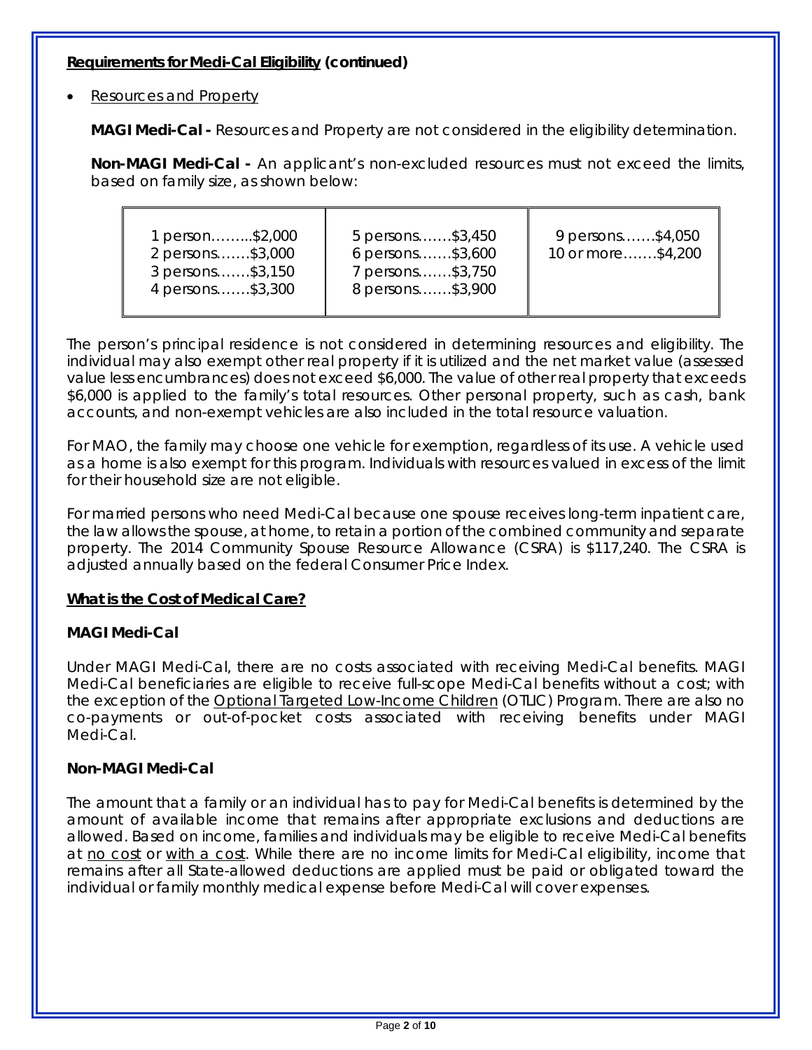**Requirements for Medi-Cal Eligibility (continued)**

- Resources and Property

**MAGI Medi-Cal -** Resources and Property are not considered in the eligibility determination.

**Non-MAGI Medi-Cal -** An applicant's non-excluded resources must not exceed the limits, based on family size, as shown below:

| | | |
|---|---|---|
| 1 person……...$2,000 | 5 persons…….$3,450 | 9 persons…….$4,050 |
| 2 persons…….$3,000 | 6 persons…….$3,600 | 10 or more…….$4,200 |
| 3 persons…….$3,150 | 7 persons…….$3,750 | |
| 4 persons…….$3,300 | 8 persons…….$3,900 | |

The person's principal residence is not considered in determining resources and eligibility. The individual may also exempt other real property if it is utilized and the net market value (assessed value less encumbrances) does not exceed $6,000. The value of other real property that exceeds $6,000 is applied to the family's total resources. Other personal property, such as cash, bank accounts, and non-exempt vehicles are also included in the total resource valuation.

For MAO, the family may choose one vehicle for exemption, regardless of its use. A vehicle used as a home is also exempt for this program. Individuals with resources valued in excess of the limit for their household size are not eligible.

For married persons who need Medi-Cal because one spouse receives long-term inpatient care, the law allows the spouse, at home, to retain a portion of the combined community and separate property. The 2014 Community Spouse Resource Allowance (CSRA) is $117,240. The CSRA is adjusted annually based on the federal Consumer Price Index.

**What is the Cost of Medical Care?**

**MAGI Medi-Cal**

Under MAGI Medi-Cal, there are no costs associated with receiving Medi-Cal benefits. MAGI Medi-Cal beneficiaries are eligible to receive full-scope Medi-Cal benefits without a cost; with the exception of the Optional Targeted Low-Income Children (OTLIC) Program. There are also no co-payments or out-of-pocket costs associated with receiving benefits under MAGI Medi-Cal.

**Non-MAGI Medi-Cal**

The amount that a family or an individual has to pay for Medi-Cal benefits is determined by the amount of available income that remains after appropriate exclusions and deductions are allowed. Based on income, families and individuals may be eligible to receive Medi-Cal benefits at no cost or with a cost. While there are no income limits for Medi-Cal eligibility, income that remains after all State-allowed deductions are applied must be paid or obligated toward the individual or family monthly medical expense before Medi-Cal will cover expenses.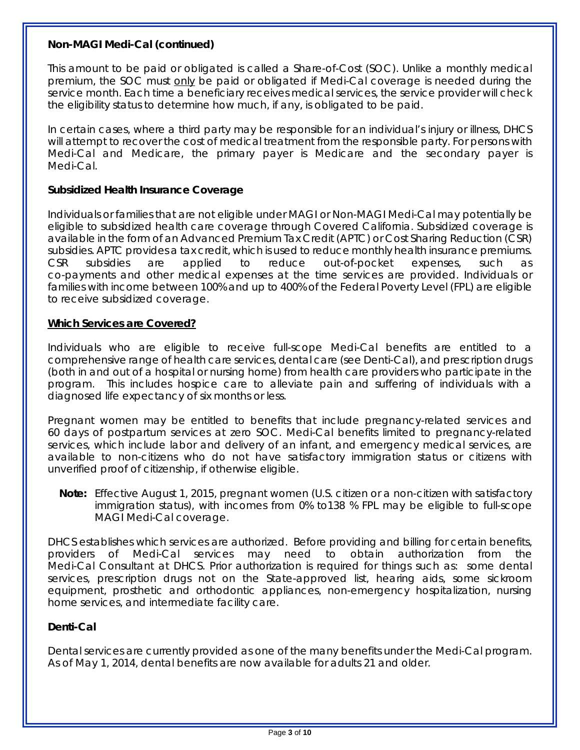**Non-MAGI Medi-Cal (continued)**

This amount to be paid or obligated is called a Share-of-Cost (SOC). Unlike a monthly medical premium, the SOC must only be paid or obligated if Medi-Cal coverage is needed during the service month. Each time a beneficiary receives medical services, the service provider will check the eligibility status to determine how much, if any, is obligated to be paid.

In certain cases, where a third party may be responsible for an individual's injury or illness, DHCS will attempt to recover the cost of medical treatment from the responsible party. For persons with Medi-Cal and Medicare, the primary payer is Medicare and the secondary payer is Medi-Cal.

**Subsidized Health Insurance Coverage**

Individuals or families that are not eligible under MAGI or Non-MAGI Medi-Cal may potentially be eligible to subsidized health care coverage through Covered California. Subsidized coverage is available in the form of an Advanced Premium Tax Credit (APTC) or Cost Sharing Reduction (CSR) subsidies. APTC provides a tax credit, which is used to reduce monthly health insurance premiums. CSR subsidies are applied to reduce out-of-pocket expenses, such as co-payments and other medical expenses at the time services are provided. Individuals or families with income between 100% and up to 400% of the Federal Poverty Level (FPL) are eligible to receive subsidized coverage.

## Which Services are Covered?

Individuals who are eligible to receive full-scope Medi-Cal benefits are entitled to a comprehensive range of health care services, dental care (see Denti-Cal), and prescription drugs (both in and out of a hospital or nursing home) from health care providers who participate in the program. This includes hospice care to alleviate pain and suffering of individuals with a diagnosed life expectancy of six months or less.

Pregnant women may be entitled to benefits that include pregnancy-related services and 60 days of postpartum services at zero SOC. Medi-Cal benefits limited to pregnancy-related services, which include labor and delivery of an infant, and emergency medical services, are available to non-citizens who do not have satisfactory immigration status or citizens with unverified proof of citizenship, if otherwise eligible.

> **Note:** Effective August 1, 2015, pregnant women (U.S. citizen or a non-citizen with satisfactory immigration status), with incomes from 0% to138 % FPL may be eligible to full-scope MAGI Medi-Cal coverage.

DHCS establishes which services are authorized. Before providing and billing for certain benefits, providers of Medi-Cal services may need to obtain authorization from the Medi-Cal Consultant at DHCS. Prior authorization is required for things such as: some dental services, prescription drugs not on the State-approved list, hearing aids, some sickroom equipment, prosthetic and orthodontic appliances, non-emergency hospitalization, nursing home services, and intermediate facility care.

**Denti-Cal**

Dental services are currently provided as one of the many benefits under the Medi-Cal program. As of May 1, 2014, dental benefits are now available for adults 21 and older.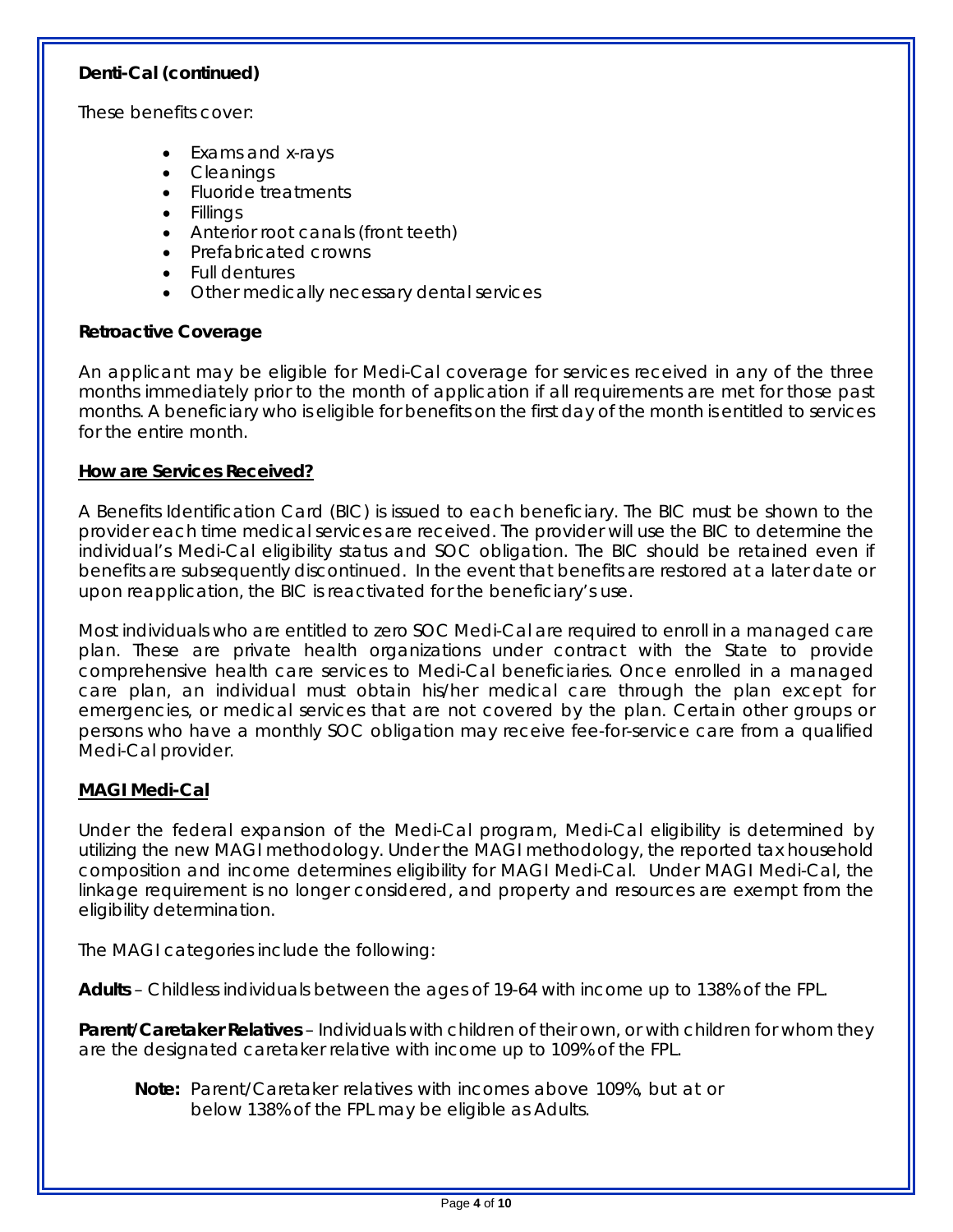**Denti-Cal (continued)**

These benefits cover:

- Exams and x-rays
- Cleanings
- Fluoride treatments
- Fillings
- Anterior root canals (front teeth)
- Prefabricated crowns
- Full dentures
- Other medically necessary dental services

**Retroactive Coverage**

An applicant may be eligible for Medi-Cal coverage for services received in any of the three months immediately prior to the month of application if all requirements are met for those past months. A beneficiary who is eligible for benefits on the first day of the month is entitled to services for the entire month.

## How are Services Received?

A Benefits Identification Card (BIC) is issued to each beneficiary. The BIC must be shown to the provider each time medical services are received. The provider will use the BIC to determine the individual's Medi-Cal eligibility status and SOC obligation. The BIC should be retained even if benefits are subsequently discontinued. In the event that benefits are restored at a later date or upon reapplication, the BIC is reactivated for the beneficiary's use.

Most individuals who are entitled to zero SOC Medi-Cal are required to enroll in a managed care plan. These are private health organizations under contract with the State to provide comprehensive health care services to Medi-Cal beneficiaries. Once enrolled in a managed care plan, an individual must obtain his/her medical care through the plan except for emergencies, or medical services that are not covered by the plan. Certain other groups or persons who have a monthly SOC obligation may receive fee-for-service care from a qualified Medi-Cal provider.

## MAGI Medi-Cal

Under the federal expansion of the Medi-Cal program, Medi-Cal eligibility is determined by utilizing the new MAGI methodology. Under the MAGI methodology, the reported tax household composition and income determines eligibility for MAGI Medi-Cal. Under MAGI Medi-Cal, the linkage requirement is no longer considered, and property and resources are exempt from the eligibility determination.

The MAGI categories include the following:

**Adults** – Childless individuals between the ages of 19-64 with income up to 138% of the FPL.

**Parent/Caretaker Relatives** – Individuals with children of their own, or with children for whom they are the designated caretaker relative with income up to 109% of the FPL.

> **Note:** Parent/Caretaker relatives with incomes above 109%, but at or below 138% of the FPL may be eligible as Adults.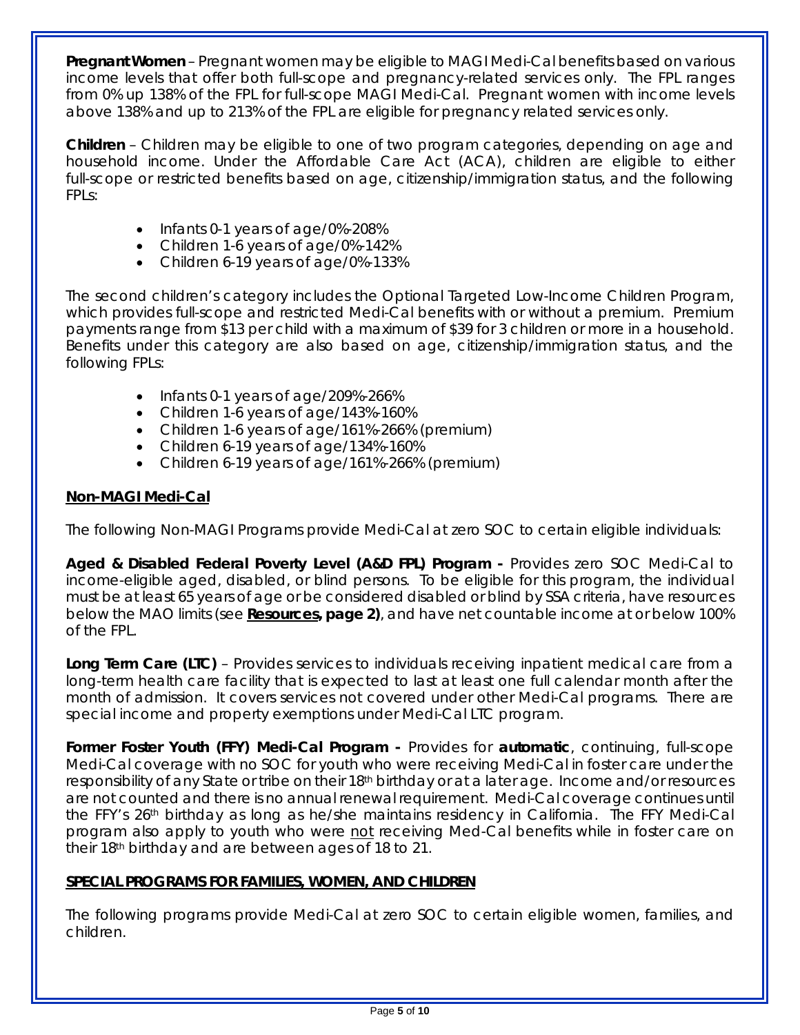**Pregnant Women** – Pregnant women may be eligible to MAGI Medi-Cal benefits based on various income levels that offer both full-scope and pregnancy-related services only. The FPL ranges from 0% up 138% of the FPL for full-scope MAGI Medi-Cal. Pregnant women with income levels above 138% and up to 213% of the FPL are eligible for pregnancy related services only.

**Children** – Children may be eligible to one of two program categories, depending on age and household income. Under the Affordable Care Act (ACA), children are eligible to either full-scope or restricted benefits based on age, citizenship/immigration status, and the following FPLs:

- Infants 0-1 years of age/0%-208%
- Children 1-6 years of age/0%-142%
- Children 6-19 years of age/0%-133%

The second children's category includes the Optional Targeted Low-Income Children Program, which provides full-scope and restricted Medi-Cal benefits with or without a premium. Premium payments range from $13 per child with a maximum of $39 for 3 children or more in a household. Benefits under this category are also based on age, citizenship/immigration status, and the following FPLs:

- Infants 0-1 years of age/209%-266%
- Children 1-6 years of age/143%-160%
- Children 1-6 years of age/161%-266% (premium)
- Children 6-19 years of age/134%-160%
- Children 6-19 years of age/161%-266% (premium)

## Non-MAGI Medi-Cal

The following Non-MAGI Programs provide Medi-Cal at zero SOC to certain eligible individuals:

**Aged & Disabled Federal Poverty Level (A&D FPL) Program -** Provides zero SOC Medi-Cal to income-eligible aged, disabled, or blind persons. To be eligible for this program, the individual must be at least 65 years of age or be considered disabled or blind by SSA criteria, have resources below the MAO limits (see **Resources, page 2)**, and have net countable income at or below 100% of the FPL.

**Long Term Care (LTC)** – Provides services to individuals receiving inpatient medical care from a long-term health care facility that is expected to last at least one full calendar month after the month of admission. It covers services not covered under other Medi-Cal programs. There are special income and property exemptions under Medi-Cal LTC program.

**Former Foster Youth (FFY) Medi-Cal Program -** Provides for **automatic**, continuing, full-scope Medi-Cal coverage with no SOC for youth who were receiving Medi-Cal in foster care under the responsibility of any State or tribe on their 18th birthday or at a later age. Income and/or resources are not counted and there is no annual renewal requirement. Medi-Cal coverage continues until the FFY's 26th birthday as long as he/she maintains residency in California. The FFY Medi-Cal program also apply to youth who were not receiving Med-Cal benefits while in foster care on their 18th birthday and are between ages of 18 to 21.

## SPECIAL PROGRAMS FOR FAMILIES, WOMEN, AND CHILDREN

The following programs provide Medi-Cal at zero SOC to certain eligible women, families, and children.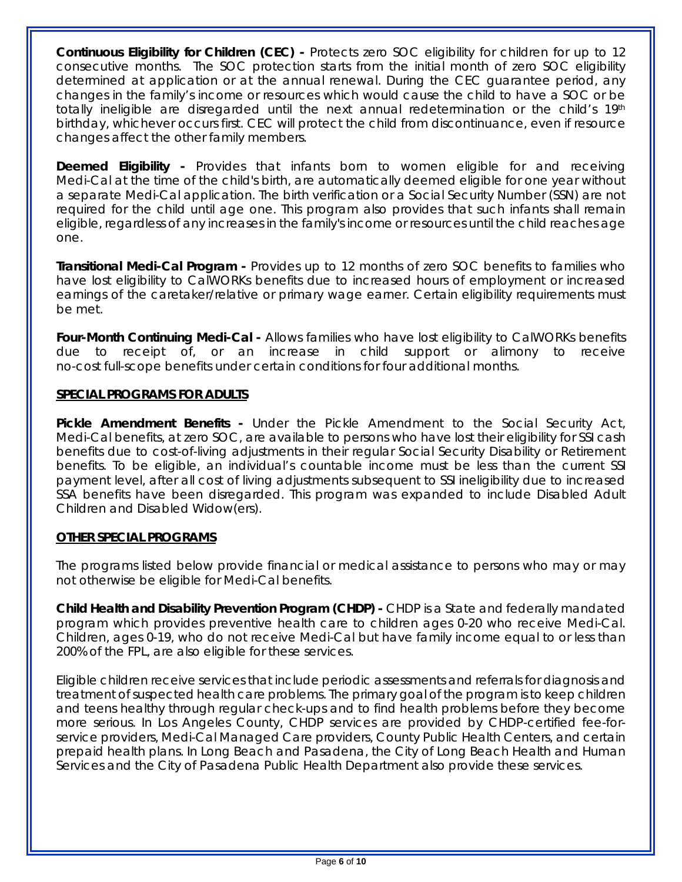**Continuous Eligibility for Children (CEC) -** Protects zero SOC eligibility for children for up to 12 consecutive months. The SOC protection starts from the initial month of zero SOC eligibility determined at application or at the annual renewal. During the CEC guarantee period, any changes in the family's income or resources which would cause the child to have a SOC or be totally ineligible are disregarded until the next annual redetermination or the child's 19th birthday, whichever occurs first. CEC will protect the child from discontinuance, even if resource changes affect the other family members.

**Deemed Eligibility -** Provides that infants born to women eligible for and receiving Medi-Cal at the time of the child's birth, are automatically deemed eligible for one year without a separate Medi-Cal application. The birth verification or a Social Security Number (SSN) are not required for the child until age one. This program also provides that such infants shall remain eligible, regardless of any increases in the family's income or resources until the child reaches age one.

**Transitional Medi-Cal Program -** Provides up to 12 months of zero SOC benefits to families who have lost eligibility to CalWORKs benefits due to increased hours of employment or increased earnings of the caretaker/relative or primary wage earner. Certain eligibility requirements must be met.

**Four-Month Continuing Medi-Cal -** Allows families who have lost eligibility to CalWORKs benefits due to receipt of, or an increase in child support or alimony to receive no-cost full-scope benefits under certain conditions for four additional months.

## SPECIAL PROGRAMS FOR ADULTS

**Pickle Amendment Benefits -** Under the Pickle Amendment to the Social Security Act, Medi-Cal benefits, at zero SOC, are available to persons who have lost their eligibility for SSI cash benefits due to cost-of-living adjustments in their regular Social Security Disability or Retirement benefits. To be eligible, an individual's countable income must be less than the current SSI payment level, after all cost of living adjustments subsequent to SSI ineligibility due to increased SSA benefits have been disregarded. This program was expanded to include Disabled Adult Children and Disabled Widow(ers).

## OTHER SPECIAL PROGRAMS

The programs listed below provide financial or medical assistance to persons who may or may not otherwise be eligible for Medi-Cal benefits.

**Child Health and Disability Prevention Program (CHDP) -** CHDP is a State and federally mandated program which provides preventive health care to children ages 0-20 who receive Medi-Cal. Children, ages 0-19, who do not receive Medi-Cal but have family income equal to or less than 200% of the FPL, are also eligible for these services.

Eligible children receive services that include periodic assessments and referrals for diagnosis and treatment of suspected health care problems. The primary goal of the program is to keep children and teens healthy through regular check-ups and to find health problems before they become more serious. In Los Angeles County, CHDP services are provided by CHDP-certified fee-for-service providers, Medi-Cal Managed Care providers, County Public Health Centers, and certain prepaid health plans. In Long Beach and Pasadena, the City of Long Beach Health and Human Services and the City of Pasadena Public Health Department also provide these services.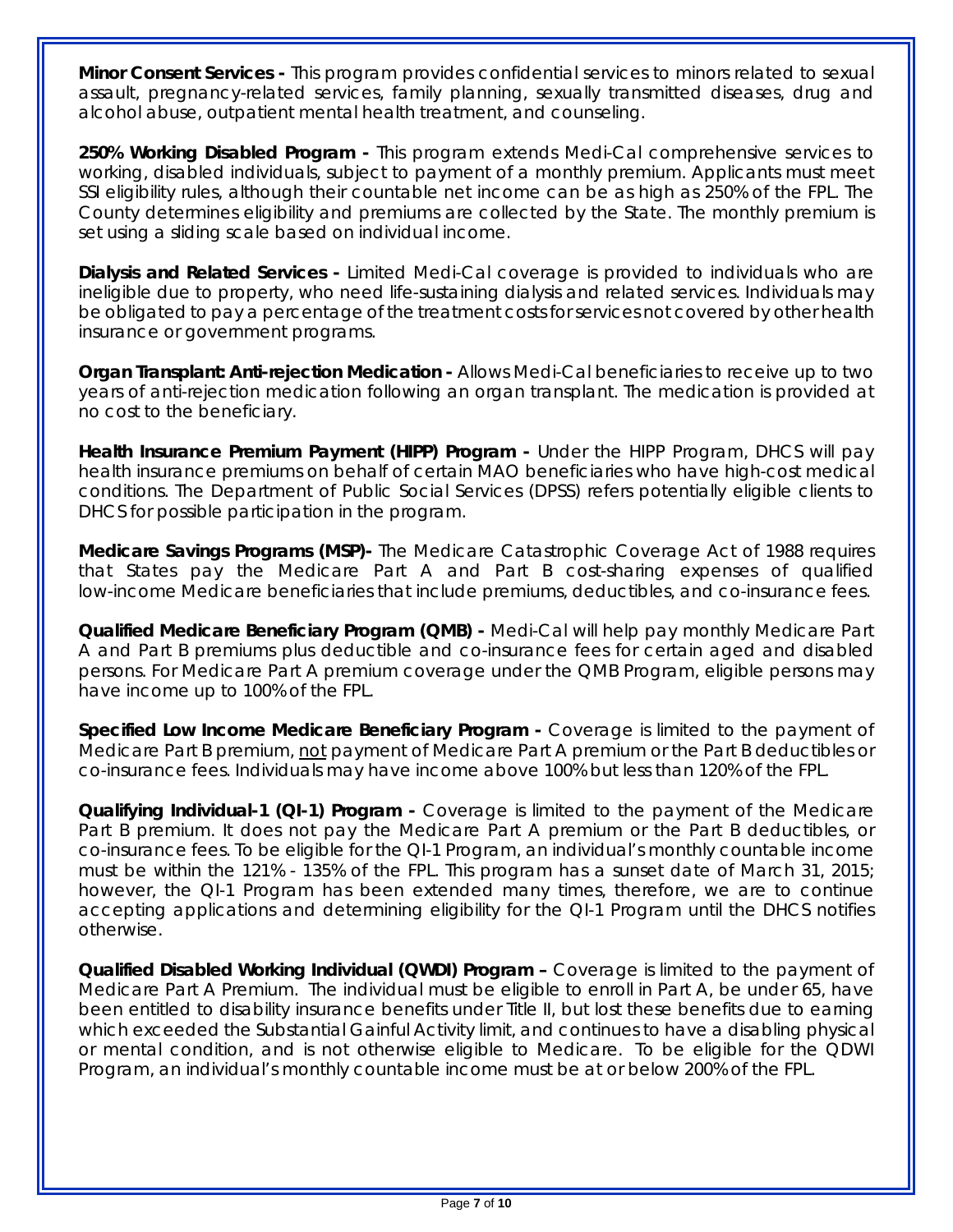**Minor Consent Services -** This program provides confidential services to minors related to sexual assault, pregnancy-related services, family planning, sexually transmitted diseases, drug and alcohol abuse, outpatient mental health treatment, and counseling.

**250% Working Disabled Program -** This program extends Medi-Cal comprehensive services to working, disabled individuals, subject to payment of a monthly premium. Applicants must meet SSI eligibility rules, although their countable net income can be as high as 250% of the FPL. The County determines eligibility and premiums are collected by the State. The monthly premium is set using a sliding scale based on individual income.

**Dialysis and Related Services -** Limited Medi-Cal coverage is provided to individuals who are ineligible due to property, who need life-sustaining dialysis and related services. Individuals may be obligated to pay a percentage of the treatment costs for services not covered by other health insurance or government programs.

**Organ Transplant: Anti-rejection Medication -** Allows Medi-Cal beneficiaries to receive up to two years of anti-rejection medication following an organ transplant. The medication is provided at no cost to the beneficiary.

**Health Insurance Premium Payment (HIPP) Program -** Under the HIPP Program, DHCS will pay health insurance premiums on behalf of certain MAO beneficiaries who have high-cost medical conditions. The Department of Public Social Services (DPSS) refers potentially eligible clients to DHCS for possible participation in the program.

**Medicare Savings Programs (MSP)-** The Medicare Catastrophic Coverage Act of 1988 requires that States pay the Medicare Part A and Part B cost-sharing expenses of qualified low-income Medicare beneficiaries that include premiums, deductibles, and co-insurance fees.

**Qualified Medicare Beneficiary Program (QMB) -** Medi-Cal will help pay monthly Medicare Part A and Part B premiums plus deductible and co-insurance fees for certain aged and disabled persons. For Medicare Part A premium coverage under the QMB Program, eligible persons may have income up to 100% of the FPL.

**Specified Low Income Medicare Beneficiary Program -** Coverage is limited to the payment of Medicare Part B premium, <u>not</u> payment of Medicare Part A premium or the Part B deductibles or co-insurance fees. Individuals may have income above 100% but less than 120% of the FPL.

**Qualifying Individual-1 (QI-1) Program -** Coverage is limited to the payment of the Medicare Part B premium. It does not pay the Medicare Part A premium or the Part B deductibles, or co-insurance fees. To be eligible for the QI-1 Program, an individual's monthly countable income must be within the 121% - 135% of the FPL. This program has a sunset date of March 31, 2015; however, the QI-1 Program has been extended many times, therefore, we are to continue accepting applications and determining eligibility for the QI-1 Program until the DHCS notifies otherwise.

**Qualified Disabled Working Individual (QWDI) Program –** Coverage is limited to the payment of Medicare Part A Premium. The individual must be eligible to enroll in Part A, be under 65, have been entitled to disability insurance benefits under Title II, but lost these benefits due to earning which exceeded the Substantial Gainful Activity limit, and continues to have a disabling physical or mental condition, and is not otherwise eligible to Medicare. To be eligible for the QDWI Program, an individual's monthly countable income must be at or below 200% of the FPL.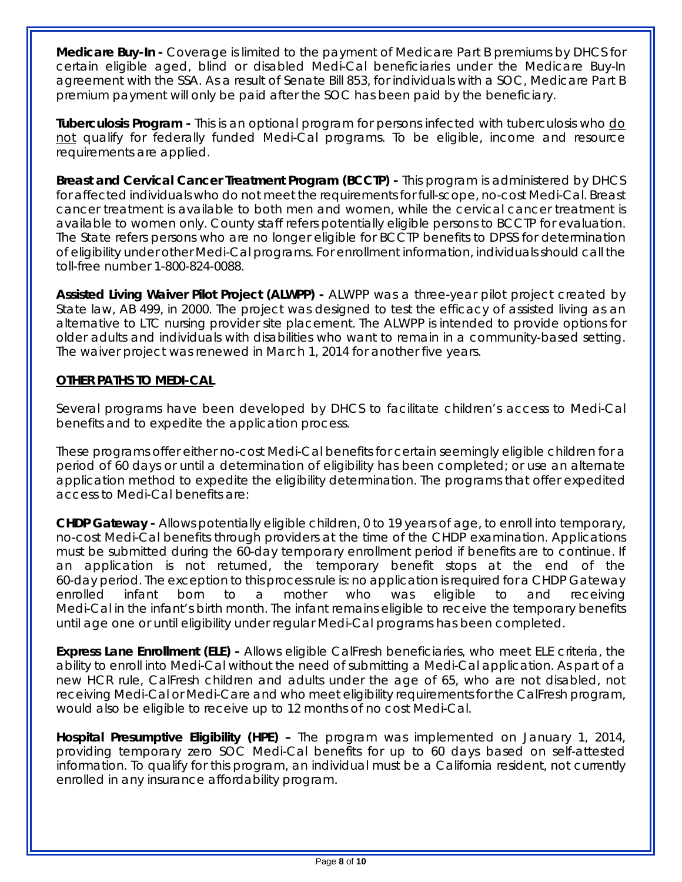**Medicare Buy-In -** Coverage is limited to the payment of Medicare Part B premiums by DHCS for certain eligible aged, blind or disabled Medi-Cal beneficiaries under the Medicare Buy-In agreement with the SSA. As a result of Senate Bill 853, for individuals with a SOC, Medicare Part B premium payment will only be paid after the SOC has been paid by the beneficiary.

**Tuberculosis Program -** This is an optional program for persons infected with tuberculosis who <u>do not</u> qualify for federally funded Medi-Cal programs. To be eligible, income and resource requirements are applied.

**Breast and Cervical Cancer Treatment Program (BCCTP) -** This program is administered by DHCS for affected individuals who do not meet the requirements for full-scope, no-cost Medi-Cal. Breast cancer treatment is available to both men and women, while the cervical cancer treatment is available to women only. County staff refers potentially eligible persons to BCCTP for evaluation. The State refers persons who are no longer eligible for BCCTP benefits to DPSS for determination of eligibility under other Medi-Cal programs. For enrollment information, individuals should call the toll-free number 1-800-824-0088.

**Assisted Living Waiver Pilot Project (ALWPP) -** ALWPP was a three-year pilot project created by State law, AB 499, in 2000. The project was designed to test the efficacy of assisted living as an alternative to LTC nursing provider site placement. The ALWPP is intended to provide options for older adults and individuals with disabilities who want to remain in a community-based setting. The waiver project was renewed in March 1, 2014 for another five years.

## <u>OTHER PATHS TO MEDI-CAL</u>

Several programs have been developed by DHCS to facilitate children's access to Medi-Cal benefits and to expedite the application process.

These programs offer either no-cost Medi-Cal benefits for certain seemingly eligible children for a period of 60 days or until a determination of eligibility has been completed; or use an alternate application method to expedite the eligibility determination. The programs that offer expedited access to Medi-Cal benefits are:

**CHDP Gateway -** Allows potentially eligible children, 0 to 19 years of age, to enroll into temporary, no-cost Medi-Cal benefits through providers at the time of the CHDP examination. Applications must be submitted during the 60-day temporary enrollment period if benefits are to continue. If an application is not returned, the temporary benefit stops at the end of the 60-day period. The exception to this process rule is: no application is required for a CHDP Gateway enrolled infant born to a mother who was eligible to and receiving Medi-Cal in the infant's birth month. The infant remains eligible to receive the temporary benefits until age one or until eligibility under regular Medi-Cal programs has been completed.

**Express Lane Enrollment (ELE) -** Allows eligible CalFresh beneficiaries, who meet ELE criteria, the ability to enroll into Medi-Cal without the need of submitting a Medi-Cal application. As part of a new HCR rule, CalFresh children and adults under the age of 65, who are not disabled, not receiving Medi-Cal or Medi-Care and who meet eligibility requirements for the CalFresh program, would also be eligible to receive up to 12 months of no cost Medi-Cal.

**Hospital Presumptive Eligibility (HPE) –** The program was implemented on January 1, 2014, providing temporary zero SOC Medi-Cal benefits for up to 60 days based on self-attested information. To qualify for this program, an individual must be a California resident, not currently enrolled in any insurance affordability program.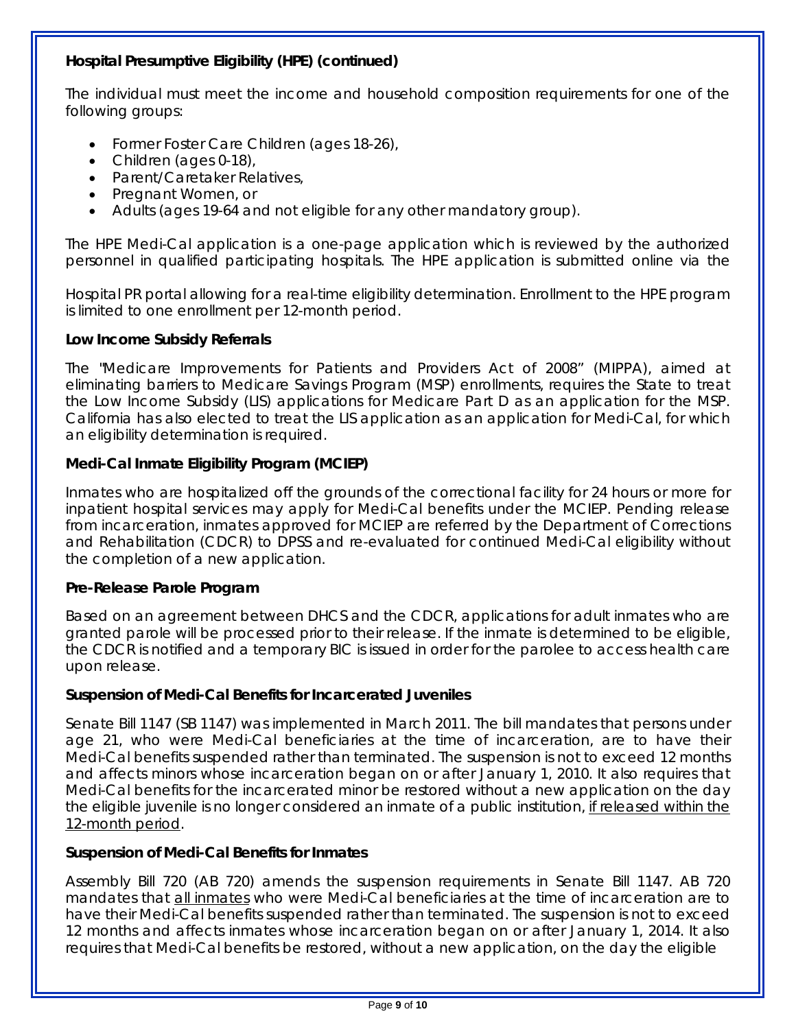**Hospital Presumptive Eligibility (HPE) (continued)**

The individual must meet the income and household composition requirements for one of the following groups:

- Former Foster Care Children (ages 18-26),
- Children (ages 0-18),
- Parent/Caretaker Relatives,
- Pregnant Women, or
- Adults (ages 19-64 and not eligible for any other mandatory group).

The HPE Medi-Cal application is a one-page application which is reviewed by the authorized personnel in qualified participating hospitals. The HPE application is submitted online via the

Hospital PR portal allowing for a real-time eligibility determination. Enrollment to the HPE program is limited to one enrollment per 12-month period.

**Low Income Subsidy Referrals**

The "Medicare Improvements for Patients and Providers Act of 2008" (MIPPA), aimed at eliminating barriers to Medicare Savings Program (MSP) enrollments, requires the State to treat the Low Income Subsidy (LIS) applications for Medicare Part D as an application for the MSP. California has also elected to treat the LIS application as an application for Medi-Cal, for which an eligibility determination is required.

**Medi-Cal Inmate Eligibility Program (MCIEP)**

Inmates who are hospitalized off the grounds of the correctional facility for 24 hours or more for inpatient hospital services may apply for Medi-Cal benefits under the MCIEP. Pending release from incarceration, inmates approved for MCIEP are referred by the Department of Corrections and Rehabilitation (CDCR) to DPSS and re-evaluated for continued Medi-Cal eligibility without the completion of a new application.

**Pre-Release Parole Program**

Based on an agreement between DHCS and the CDCR, applications for adult inmates who are granted parole will be processed prior to their release. If the inmate is determined to be eligible, the CDCR is notified and a temporary BIC is issued in order for the parolee to access health care upon release.

**Suspension of Medi-Cal Benefits for Incarcerated Juveniles**

Senate Bill 1147 (SB 1147) was implemented in March 2011. The bill mandates that persons under age 21, who were Medi-Cal beneficiaries at the time of incarceration, are to have their Medi-Cal benefits suspended rather than terminated. The suspension is not to exceed 12 months and affects minors whose incarceration began on or after January 1, 2010. It also requires that Medi-Cal benefits for the incarcerated minor be restored without a new application on the day the eligible juvenile is no longer considered an inmate of a public institution, <u>if released within the 12-month period</u>.

**Suspension of Medi-Cal Benefits for Inmates**

Assembly Bill 720 (AB 720) amends the suspension requirements in Senate Bill 1147. AB 720 mandates that <u>all inmates</u> who were Medi-Cal beneficiaries at the time of incarceration are to have their Medi-Cal benefits suspended rather than terminated. The suspension is not to exceed 12 months and affects inmates whose incarceration began on or after January 1, 2014. It also requires that Medi-Cal benefits be restored, without a new application, on the day the eligible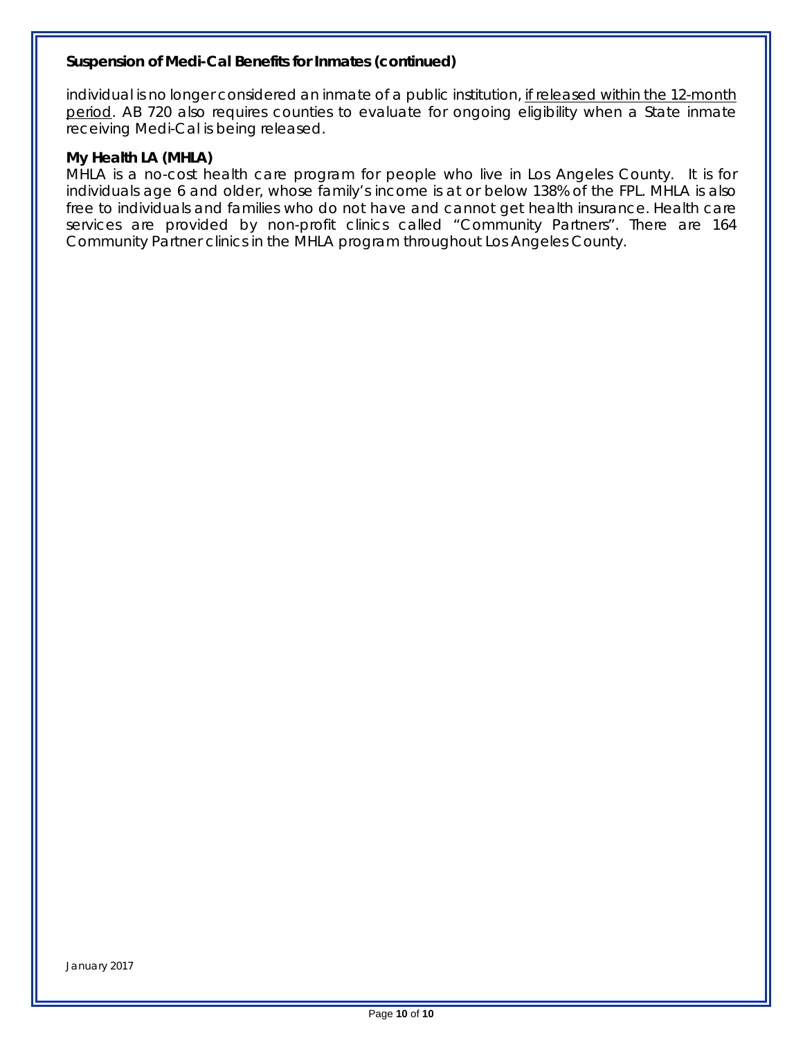**Suspension of Medi-Cal Benefits for Inmates (continued)**

individual is no longer considered an inmate of a public institution, <u>if released within the 12-month period</u>. AB 720 also requires counties to evaluate for ongoing eligibility when a State inmate receiving Medi-Cal is being released.

**My Health LA (MHLA)**

MHLA is a no-cost health care program for people who live in Los Angeles County. It is for individuals age 6 and older, whose family's income is at or below 138% of the FPL. MHLA is also free to individuals and families who do not have and cannot get health insurance. Health care services are provided by non-profit clinics called "Community Partners". There are 164 Community Partner clinics in the MHLA program throughout Los Angeles County.

January 2017